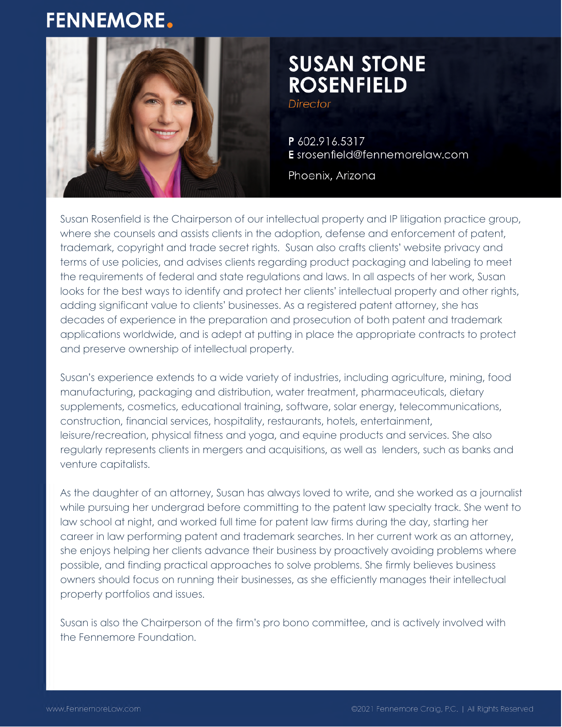FENNEMORE.

# SUSAN STONE ROSENFIELD

*Director*

**P** 602.916.5317
**E** srosenfield@fennemorelaw.com

Phoenix, Arizona

Susan Rosenfield is the Chairperson of our intellectual property and IP litigation practice group, where she counsels and assists clients in the adoption, defense and enforcement of patent, trademark, copyright and trade secret rights. Susan also crafts clients' website privacy and terms of use policies, and advises clients regarding product packaging and labeling to meet the requirements of federal and state regulations and laws. In all aspects of her work, Susan looks for the best ways to identify and protect her clients' intellectual property and other rights, adding significant value to clients' businesses. As a registered patent attorney, she has decades of experience in the preparation and prosecution of both patent and trademark applications worldwide, and is adept at putting in place the appropriate contracts to protect and preserve ownership of intellectual property.

Susan's experience extends to a wide variety of industries, including agriculture, mining, food manufacturing, packaging and distribution, water treatment, pharmaceuticals, dietary supplements, cosmetics, educational training, software, solar energy, telecommunications, construction, financial services, hospitality, restaurants, hotels, entertainment, leisure/recreation, physical fitness and yoga, and equine products and services. She also regularly represents clients in mergers and acquisitions, as well as lenders, such as banks and venture capitalists.

As the daughter of an attorney, Susan has always loved to write, and she worked as a journalist while pursuing her undergrad before committing to the patent law specialty track. She went to law school at night, and worked full time for patent law firms during the day, starting her career in law performing patent and trademark searches. In her current work as an attorney, she enjoys helping her clients advance their business by proactively avoiding problems where possible, and finding practical approaches to solve problems. She firmly believes business owners should focus on running their businesses, as she efficiently manages their intellectual property portfolios and issues.

Susan is also the Chairperson of the firm's pro bono committee, and is actively involved with the Fennemore Foundation.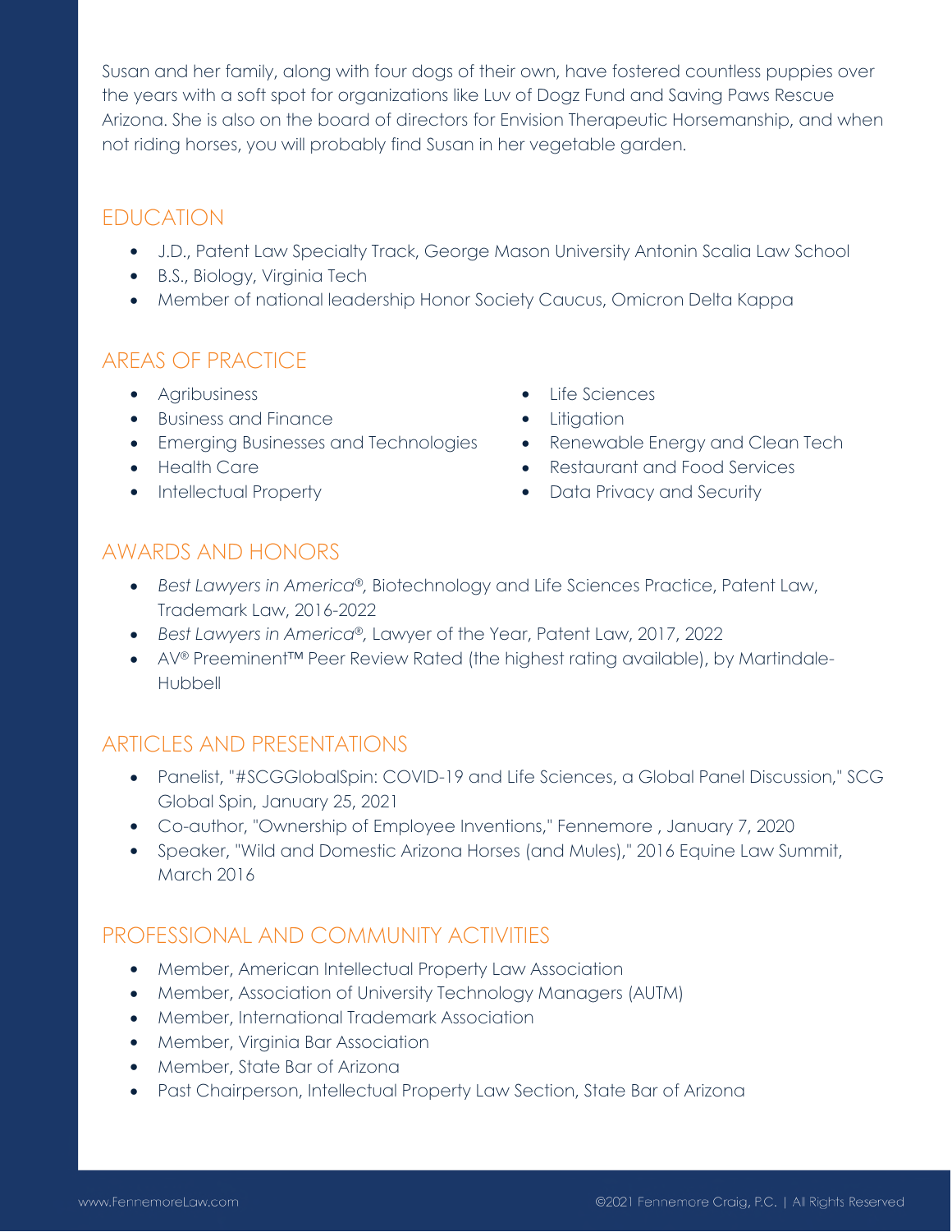Susan and her family, along with four dogs of their own, have fostered countless puppies over the years with a soft spot for organizations like Luv of Dogz Fund and Saving Paws Rescue Arizona. She is also on the board of directors for Envision Therapeutic Horsemanship, and when not riding horses, you will probably find Susan in her vegetable garden.

## EDUCATION

- J.D., Patent Law Specialty Track, George Mason University Antonin Scalia Law School
- B.S., Biology, Virginia Tech
- Member of national leadership Honor Society Caucus, Omicron Delta Kappa

## AREAS OF PRACTICE

- Agribusiness
- Business and Finance
- Emerging Businesses and Technologies
- Health Care
- Intellectual Property
- Life Sciences
- Litigation
- Renewable Energy and Clean Tech
- Restaurant and Food Services
- Data Privacy and Security

## AWARDS AND HONORS

- *Best Lawyers in America®*, Biotechnology and Life Sciences Practice, Patent Law, Trademark Law, 2016-2022
- *Best Lawyers in America®*, Lawyer of the Year, Patent Law, 2017, 2022
- AV® Preeminent™ Peer Review Rated (the highest rating available), by Martindale-Hubbell

## ARTICLES AND PRESENTATIONS

- Panelist, "#SCGGlobalSpin: COVID-19 and Life Sciences, a Global Panel Discussion," SCG Global Spin, January 25, 2021
- Co-author, "Ownership of Employee Inventions," Fennemore , January 7, 2020
- Speaker, "Wild and Domestic Arizona Horses (and Mules)," 2016 Equine Law Summit, March 2016

## PROFESSIONAL AND COMMUNITY ACTIVITIES

- Member, American Intellectual Property Law Association
- Member, Association of University Technology Managers (AUTM)
- Member, International Trademark Association
- Member, Virginia Bar Association
- Member, State Bar of Arizona
- Past Chairperson, Intellectual Property Law Section, State Bar of Arizona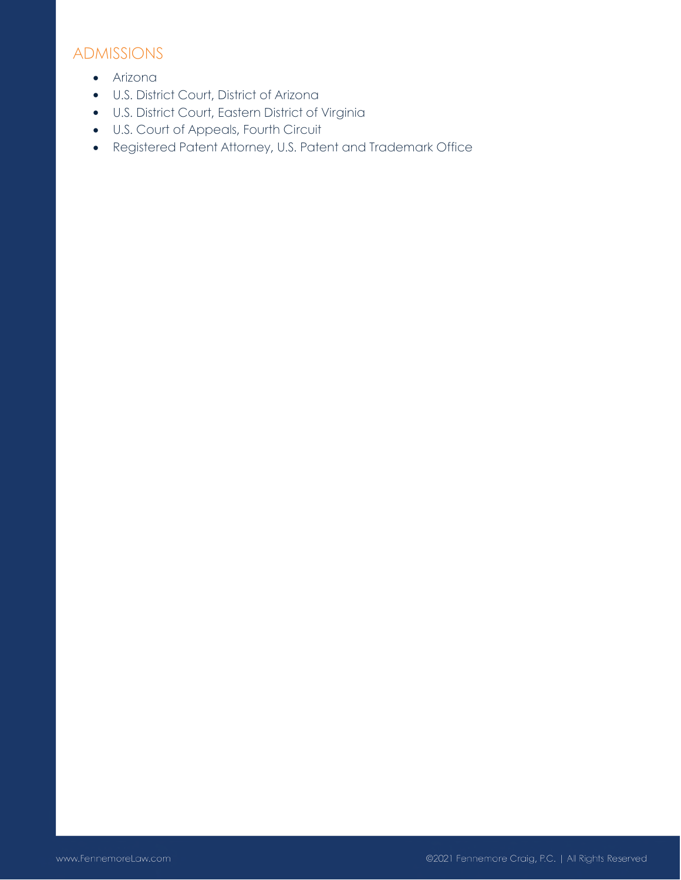## ADMISSIONS

- Arizona
- U.S. District Court, District of Arizona
- U.S. District Court, Eastern District of Virginia
- U.S. Court of Appeals, Fourth Circuit
- Registered Patent Attorney, U.S. Patent and Trademark Office